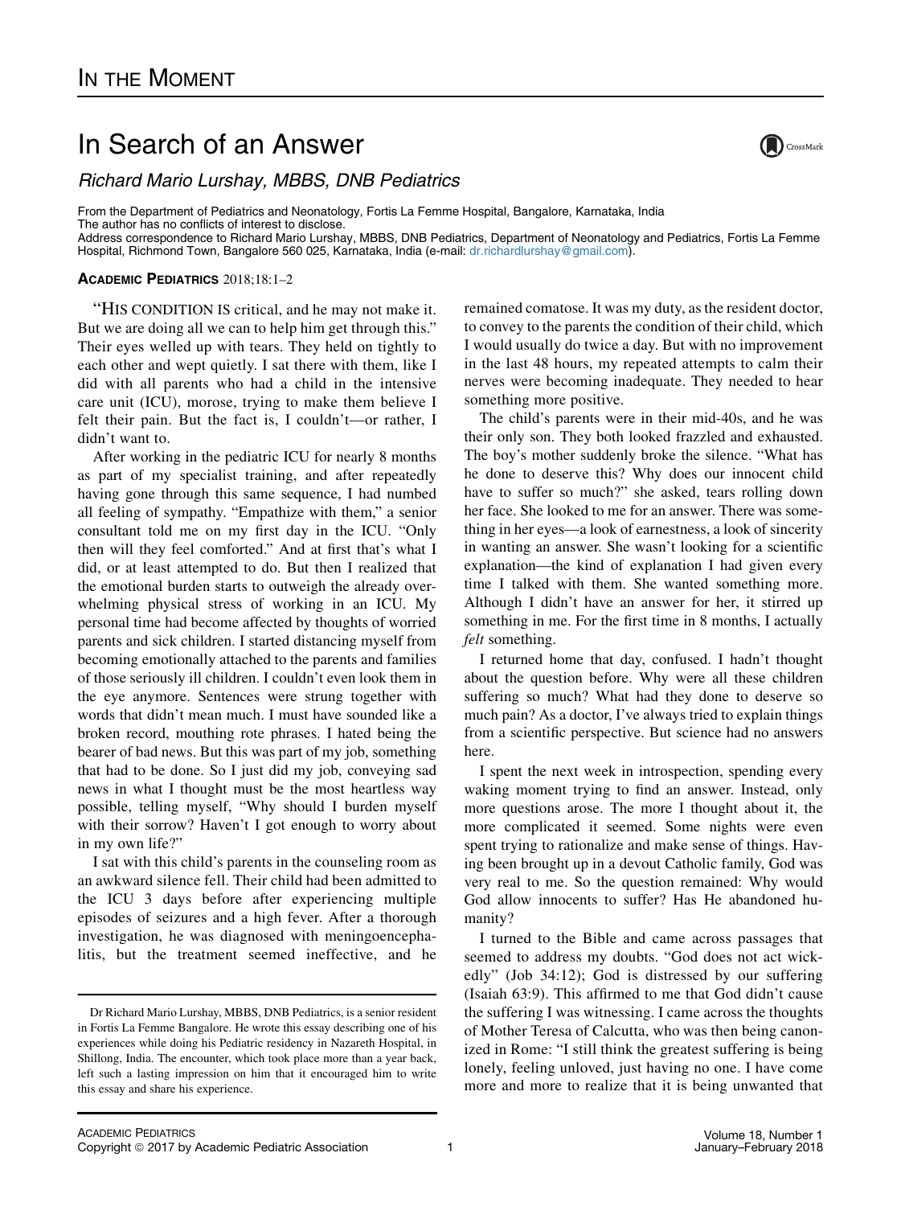# In the Moment

## In Search of an Answer

*Richard Mario Lurshay, MBBS, DNB Pediatrics*

From the Department of Pediatrics and Neonatology, Fortis La Femme Hospital, Bangalore, Karnataka, India
The author has no conflicts of interest to disclose.
Address correspondence to Richard Mario Lurshay, MBBS, DNB Pediatrics, Department of Neonatology and Pediatrics, Fortis La Femme Hospital, Richmond Town, Bangalore 560 025, Karnataka, India (e-mail: dr.richardlurshay@gmail.com).

**Academic Pediatrics** 2018;18:1–2

"His condition is critical, and he may not make it. But we are doing all we can to help him get through this." Their eyes welled up with tears. They held on tightly to each other and wept quietly. I sat there with them, like I did with all parents who had a child in the intensive care unit (ICU), morose, trying to make them believe I felt their pain. But the fact is, I couldn't—or rather, I didn't want to.

After working in the pediatric ICU for nearly 8 months as part of my specialist training, and after repeatedly having gone through this same sequence, I had numbed all feeling of sympathy. "Empathize with them," a senior consultant told me on my first day in the ICU. "Only then will they feel comforted." And at first that's what I did, or at least attempted to do. But then I realized that the emotional burden starts to outweigh the already overwhelming physical stress of working in an ICU. My personal time had become affected by thoughts of worried parents and sick children. I started distancing myself from becoming emotionally attached to the parents and families of those seriously ill children. I couldn't even look them in the eye anymore. Sentences were strung together with words that didn't mean much. I must have sounded like a broken record, mouthing rote phrases. I hated being the bearer of bad news. But this was part of my job, something that had to be done. So I just did my job, conveying sad news in what I thought must be the most heartless way possible, telling myself, "Why should I burden myself with their sorrow? Haven't I got enough to worry about in my own life?"

I sat with this child's parents in the counseling room as an awkward silence fell. Their child had been admitted to the ICU 3 days before after experiencing multiple episodes of seizures and a high fever. After a thorough investigation, he was diagnosed with meningoencephalitis, but the treatment seemed ineffective, and he remained comatose. It was my duty, as the resident doctor, to convey to the parents the condition of their child, which I would usually do twice a day. But with no improvement in the last 48 hours, my repeated attempts to calm their nerves were becoming inadequate. They needed to hear something more positive.

The child's parents were in their mid-40s, and he was their only son. They both looked frazzled and exhausted. The boy's mother suddenly broke the silence. "What has he done to deserve this? Why does our innocent child have to suffer so much?" she asked, tears rolling down her face. She looked to me for an answer. There was something in her eyes—a look of earnestness, a look of sincerity in wanting an answer. She wasn't looking for a scientific explanation—the kind of explanation I had given every time I talked with them. She wanted something more. Although I didn't have an answer for her, it stirred up something in me. For the first time in 8 months, I actually *felt* something.

I returned home that day, confused. I hadn't thought about the question before. Why were all these children suffering so much? What had they done to deserve so much pain? As a doctor, I've always tried to explain things from a scientific perspective. But science had no answers here.

I spent the next week in introspection, spending every waking moment trying to find an answer. Instead, only more questions arose. The more I thought about it, the more complicated it seemed. Some nights were even spent trying to rationalize and make sense of things. Having been brought up in a devout Catholic family, God was very real to me. So the question remained: Why would God allow innocents to suffer? Has He abandoned humanity?

I turned to the Bible and came across passages that seemed to address my doubts. "God does not act wickedly" (Job 34:12); God is distressed by our suffering (Isaiah 63:9). This affirmed to me that God didn't cause the suffering I was witnessing. I came across the thoughts of Mother Teresa of Calcutta, who was then being canonized in Rome: "I still think the greatest suffering is being lonely, feeling unloved, just having no one. I have come more and more to realize that it is being unwanted that

---

Dr Richard Mario Lurshay, MBBS, DNB Pediatrics, is a senior resident in Fortis La Femme Bangalore. He wrote this essay describing one of his experiences while doing his Pediatric residency in Nazareth Hospital, in Shillong, India. The encounter, which took place more than a year back, left such a lasting impression on him that it encouraged him to write this essay and share his experience.

Copyright © 2017 by Academic Pediatric Association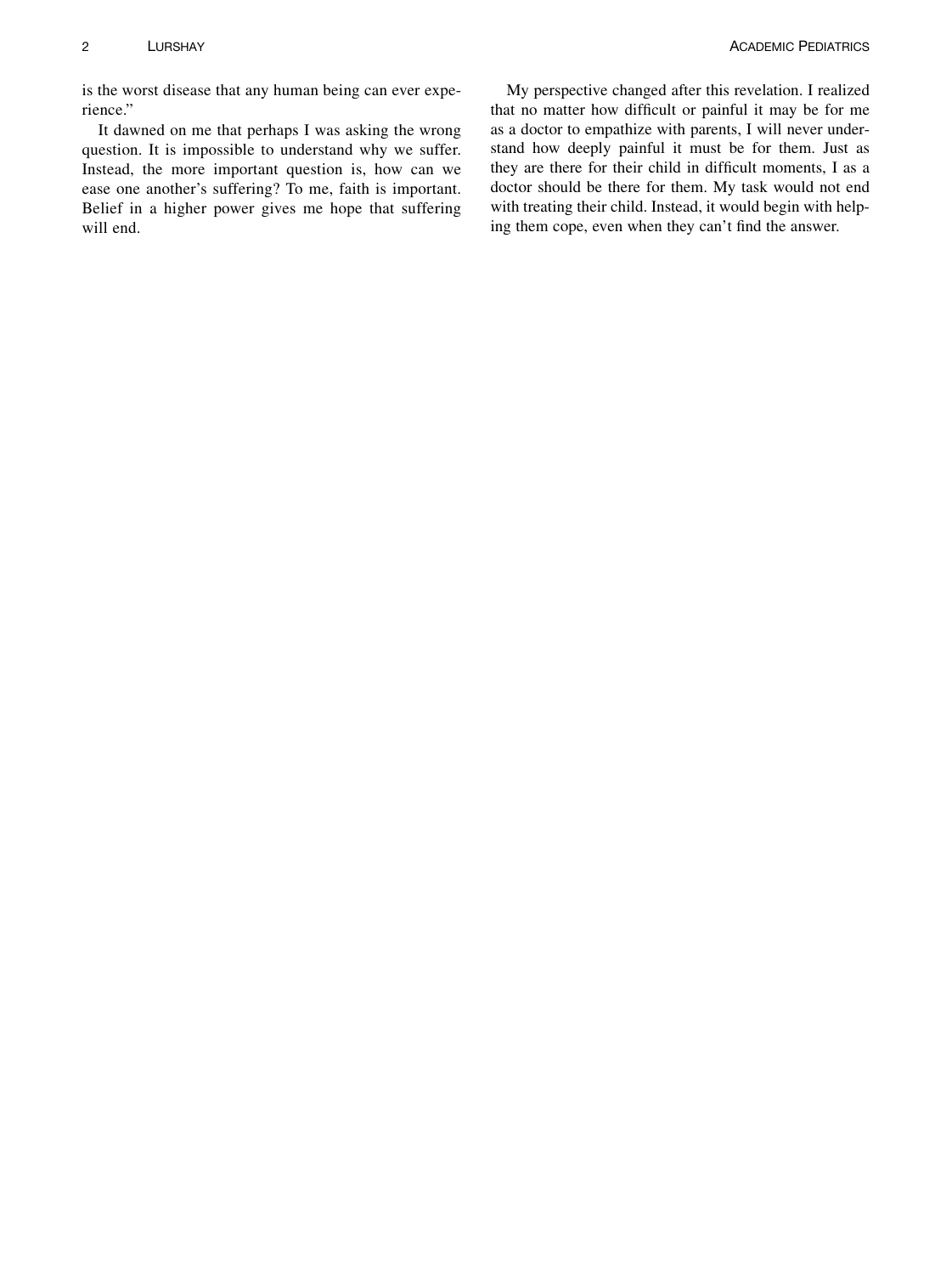is the worst disease that any human being can ever experience."

It dawned on me that perhaps I was asking the wrong question. It is impossible to understand why we suffer. Instead, the more important question is, how can we ease one another's suffering? To me, faith is important. Belief in a higher power gives me hope that suffering will end.

My perspective changed after this revelation. I realized that no matter how difficult or painful it may be for me as a doctor to empathize with parents, I will never understand how deeply painful it must be for them. Just as they are there for their child in difficult moments, I as a doctor should be there for them. My task would not end with treating their child. Instead, it would begin with helping them cope, even when they can't find the answer.